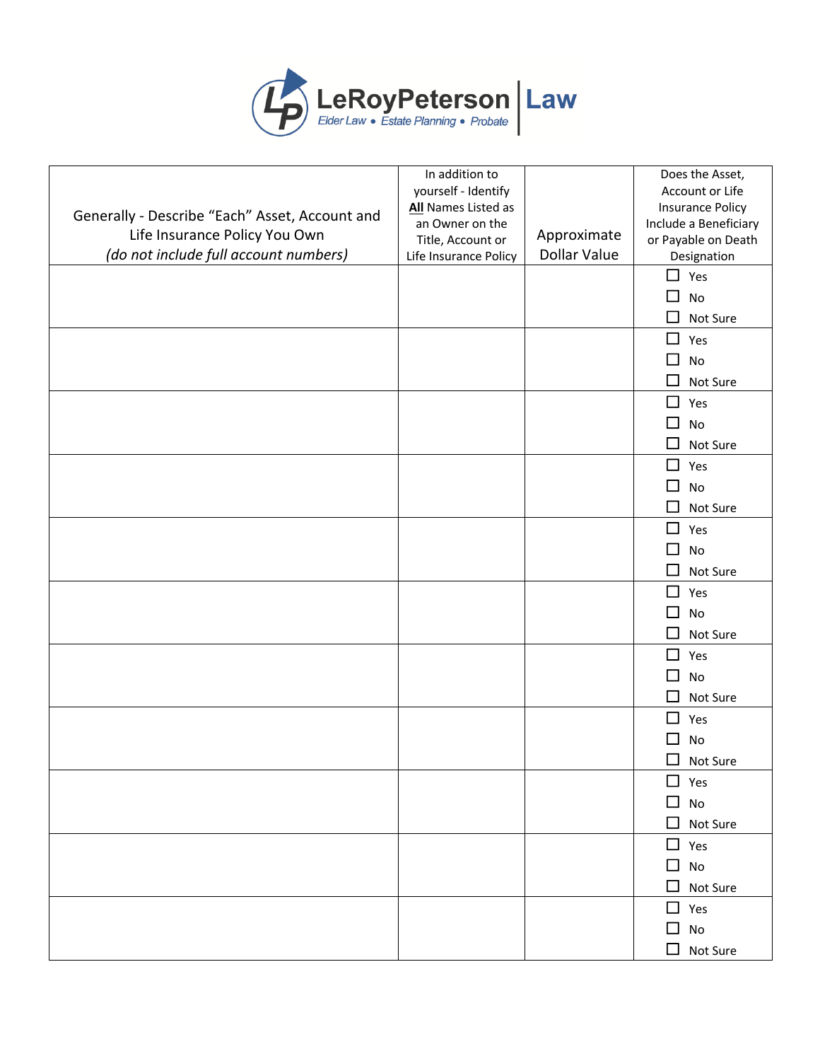**LeRoyPeterson | Law**

Elder Law • Estate Planning • Probate

| Generally - Describe "Each" Asset, Account and Life Insurance Policy You Own *(do not include full account numbers)* | In addition to yourself - Identify **All** Names Listed as an Owner on the Title, Account or Life Insurance Policy | Approximate Dollar Value | Does the Asset, Account or Life Insurance Policy Include a Beneficiary or Payable on Death Designation |
|---|---|---|---|
| | | | ☐ Yes<br>☐ No<br>☐ Not Sure |
| | | | ☐ Yes<br>☐ No<br>☐ Not Sure |
| | | | ☐ Yes<br>☐ No<br>☐ Not Sure |
| | | | ☐ Yes<br>☐ No<br>☐ Not Sure |
| | | | ☐ Yes<br>☐ No<br>☐ Not Sure |
| | | | ☐ Yes<br>☐ No<br>☐ Not Sure |
| | | | ☐ Yes<br>☐ No<br>☐ Not Sure |
| | | | ☐ Yes<br>☐ No<br>☐ Not Sure |
| | | | ☐ Yes<br>☐ No<br>☐ Not Sure |
| | | | ☐ Yes<br>☐ No<br>☐ Not Sure |
| | | | ☐ Yes<br>☐ No<br>☐ Not Sure |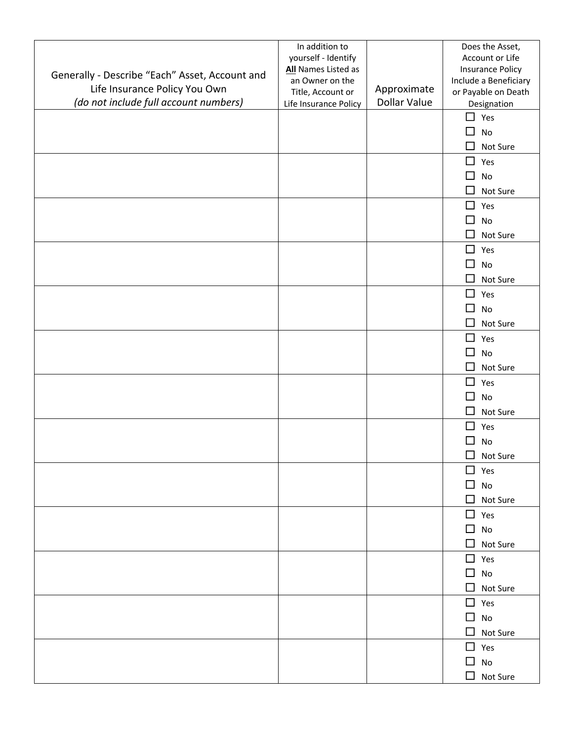| Generally - Describe "Each" Asset, Account and Life Insurance Policy You Own *(do not include full account numbers)* | In addition to yourself - Identify **All** Names Listed as an Owner on the Title, Account or Life Insurance Policy | Approximate Dollar Value | Does the Asset, Account or Life Insurance Policy Include a Beneficiary or Payable on Death Designation |
|---|---|---|---|
| | | | ☐ Yes ☐ No ☐ Not Sure |
| | | | ☐ Yes ☐ No ☐ Not Sure |
| | | | ☐ Yes ☐ No ☐ Not Sure |
| | | | ☐ Yes ☐ No ☐ Not Sure |
| | | | ☐ Yes ☐ No ☐ Not Sure |
| | | | ☐ Yes ☐ No ☐ Not Sure |
| | | | ☐ Yes ☐ No ☐ Not Sure |
| | | | ☐ Yes ☐ No ☐ Not Sure |
| | | | ☐ Yes ☐ No ☐ Not Sure |
| | | | ☐ Yes ☐ No ☐ Not Sure |
| | | | ☐ Yes ☐ No ☐ Not Sure |
| | | | ☐ Yes ☐ No ☐ Not Sure |
| | | | ☐ Yes ☐ No ☐ Not Sure |